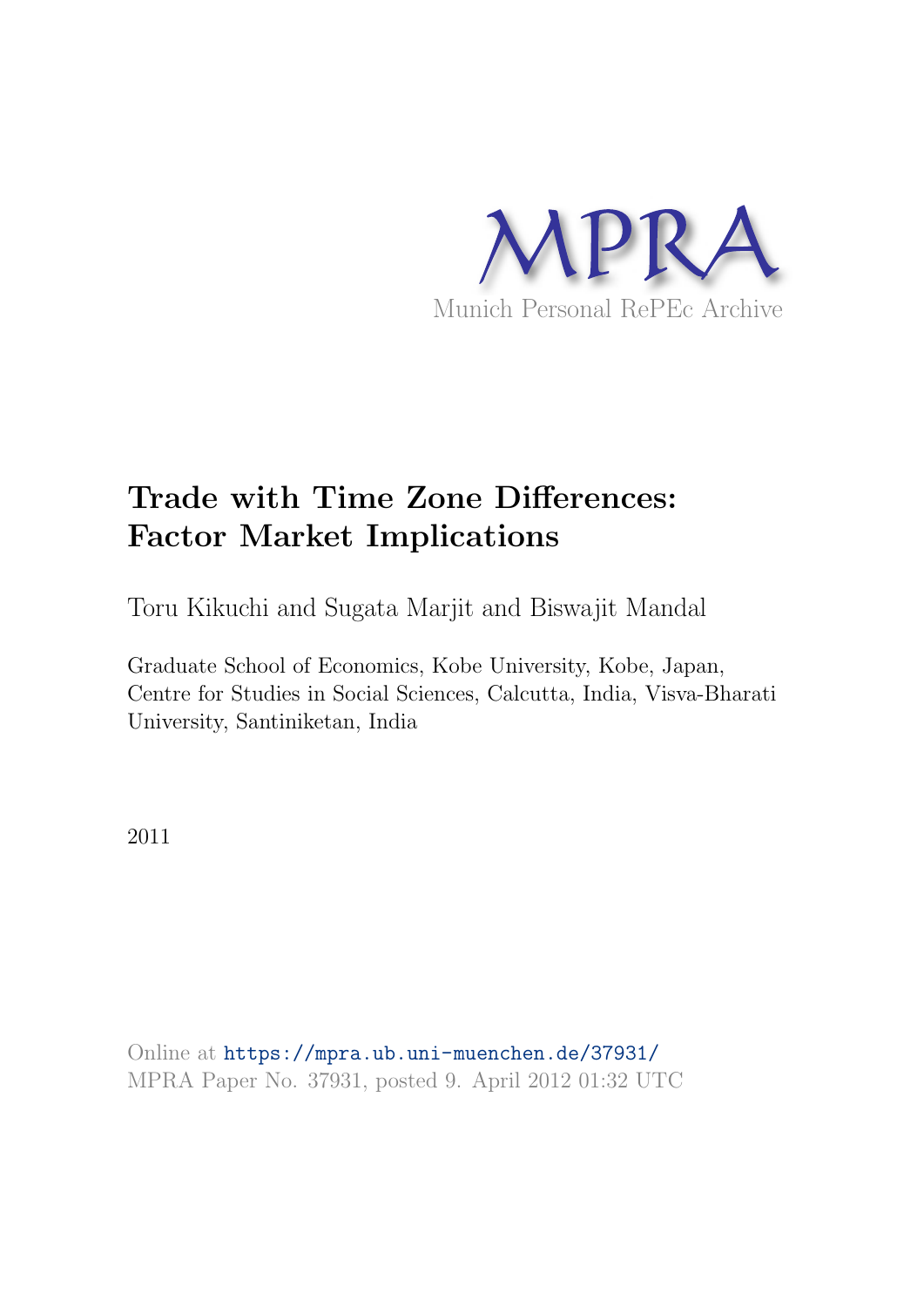MPRA

Munich Personal RePEc Archive

# Trade with Time Zone Differences: Factor Market Implications

Toru Kikuchi and Sugata Marjit and Biswajit Mandal

Graduate School of Economics, Kobe University, Kobe, Japan, Centre for Studies in Social Sciences, Calcutta, India, Visva-Bharati University, Santiniketan, India

2011

Online at https://mpra.ub.uni-muenchen.de/37931/
MPRA Paper No. 37931, posted 9. April 2012 01:32 UTC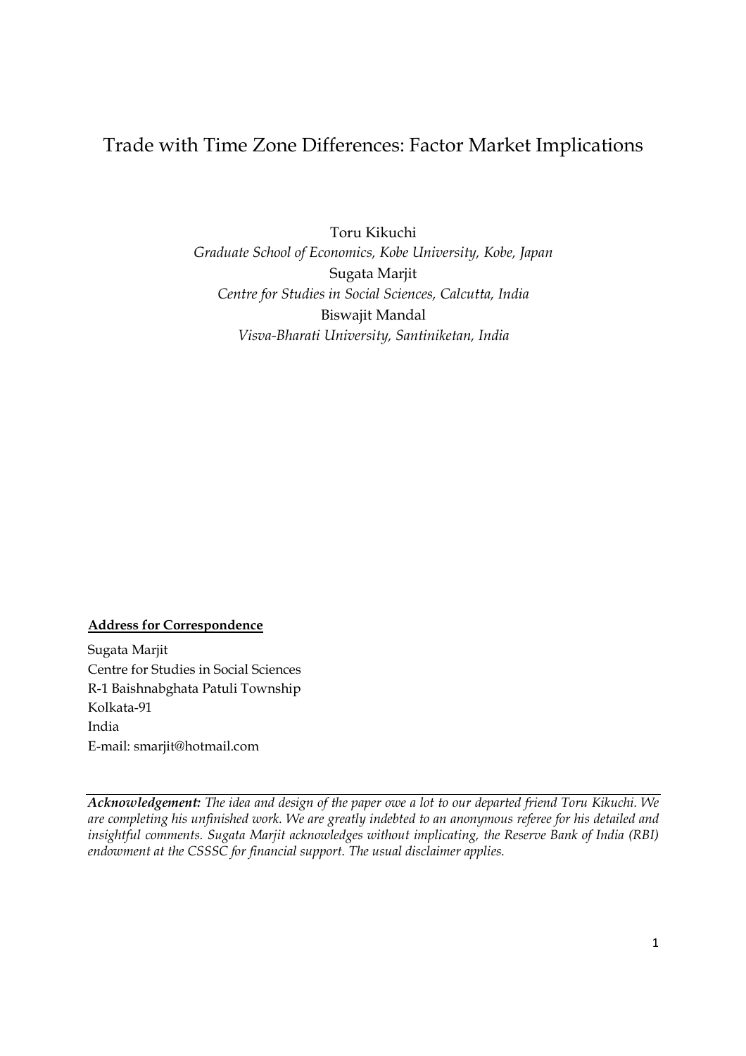# Trade with Time Zone Differences: Factor Market Implications

Toru Kikuchi
*Graduate School of Economics, Kobe University, Kobe, Japan*
Sugata Marjit
*Centre for Studies in Social Sciences, Calcutta, India*
Biswajit Mandal
*Visva-Bharati University, Santiniketan, India*

**Address for Correspondence**

Sugata Marjit
Centre for Studies in Social Sciences
R-1 Baishnabghata Patuli Township
Kolkata-91
India
E-mail: smarjit@hotmail.com

***Acknowledgement:*** *The idea and design of the paper owe a lot to our departed friend Toru Kikuchi. We are completing his unfinished work. We are greatly indebted to an anonymous referee for his detailed and insightful comments. Sugata Marjit acknowledges without implicating, the Reserve Bank of India (RBI) endowment at the CSSSC for financial support. The usual disclaimer applies.*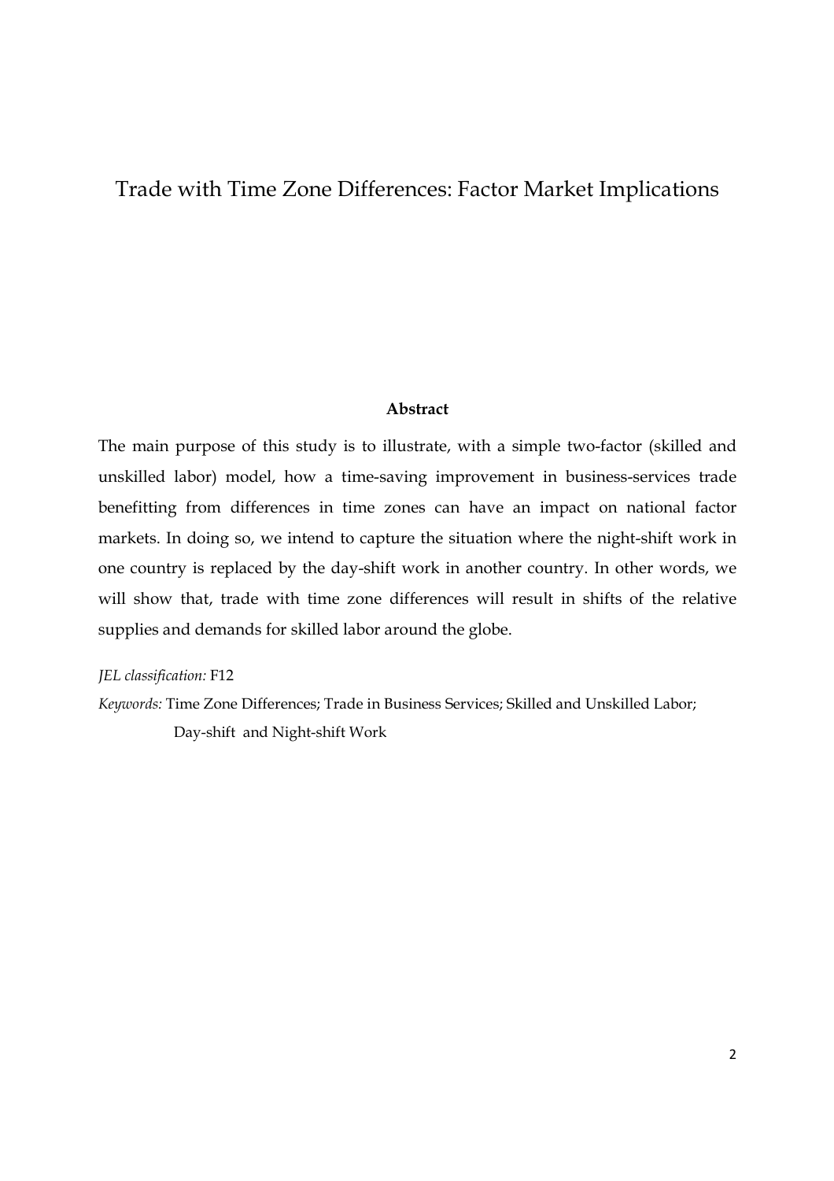# Trade with Time Zone Differences: Factor Market Implications

**Abstract**

The main purpose of this study is to illustrate, with a simple two-factor (skilled and unskilled labor) model, how a time-saving improvement in business-services trade benefitting from differences in time zones can have an impact on national factor markets. In doing so, we intend to capture the situation where the night-shift work in one country is replaced by the day-shift work in another country. In other words, we will show that, trade with time zone differences will result in shifts of the relative supplies and demands for skilled labor around the globe.

*JEL classification:* F12

*Keywords:* Time Zone Differences; Trade in Business Services; Skilled and Unskilled Labor; Day-shift and Night-shift Work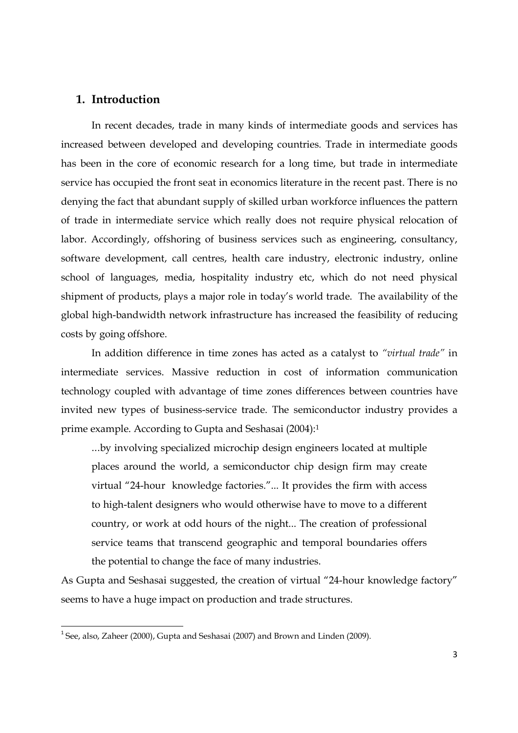## 1. Introduction

In recent decades, trade in many kinds of intermediate goods and services has increased between developed and developing countries. Trade in intermediate goods has been in the core of economic research for a long time, but trade in intermediate service has occupied the front seat in economics literature in the recent past. There is no denying the fact that abundant supply of skilled urban workforce influences the pattern of trade in intermediate service which really does not require physical relocation of labor. Accordingly, offshoring of business services such as engineering, consultancy, software development, call centres, health care industry, electronic industry, online school of languages, media, hospitality industry etc, which do not need physical shipment of products, plays a major role in today's world trade. The availability of the global high-bandwidth network infrastructure has increased the feasibility of reducing costs by going offshore.

In addition difference in time zones has acted as a catalyst to *"virtual trade"* in intermediate services. Massive reduction in cost of information communication technology coupled with advantage of time zones differences between countries have invited new types of business-service trade. The semiconductor industry provides a prime example. According to Gupta and Seshasai (2004):[1]

> ...by involving specialized microchip design engineers located at multiple places around the world, a semiconductor chip design firm may create virtual "24-hour knowledge factories."... It provides the firm with access to high-talent designers who would otherwise have to move to a different country, or work at odd hours of the night... The creation of professional service teams that transcend geographic and temporal boundaries offers the potential to change the face of many industries.

As Gupta and Seshasai suggested, the creation of virtual "24-hour knowledge factory" seems to have a huge impact on production and trade structures.

[1] See, also, Zaheer (2000), Gupta and Seshasai (2007) and Brown and Linden (2009).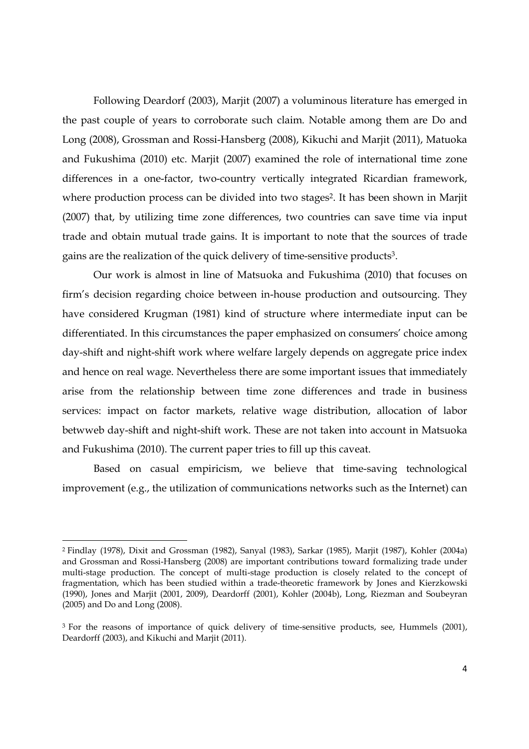Following Deardorf (2003), Marjit (2007) a voluminous literature has emerged in the past couple of years to corroborate such claim. Notable among them are Do and Long (2008), Grossman and Rossi-Hansberg (2008), Kikuchi and Marjit (2011), Matuoka and Fukushima (2010) etc. Marjit (2007) examined the role of international time zone differences in a one-factor, two-country vertically integrated Ricardian framework, where production process can be divided into two stages[2]. It has been shown in Marjit (2007) that, by utilizing time zone differences, two countries can save time via input trade and obtain mutual trade gains. It is important to note that the sources of trade gains are the realization of the quick delivery of time-sensitive products[3].

Our work is almost in line of Matsuoka and Fukushima (2010) that focuses on firm's decision regarding choice between in-house production and outsourcing. They have considered Krugman (1981) kind of structure where intermediate input can be differentiated. In this circumstances the paper emphasized on consumers' choice among day-shift and night-shift work where welfare largely depends on aggregate price index and hence on real wage. Nevertheless there are some important issues that immediately arise from the relationship between time zone differences and trade in business services: impact on factor markets, relative wage distribution, allocation of labor betwweb day-shift and night-shift work. These are not taken into account in Matsuoka and Fukushima (2010). The current paper tries to fill up this caveat.

Based on casual empiricism, we believe that time-saving technological improvement (e.g., the utilization of communications networks such as the Internet) can

---

[2] Findlay (1978), Dixit and Grossman (1982), Sanyal (1983), Sarkar (1985), Marjit (1987), Kohler (2004a) and Grossman and Rossi-Hansberg (2008) are important contributions toward formalizing trade under multi-stage production. The concept of multi-stage production is closely related to the concept of fragmentation, which has been studied within a trade-theoretic framework by Jones and Kierzkowski (1990), Jones and Marjit (2001, 2009), Deardorff (2001), Kohler (2004b), Long, Riezman and Soubeyran (2005) and Do and Long (2008).

[3] For the reasons of importance of quick delivery of time-sensitive products, see, Hummels (2001), Deardorff (2003), and Kikuchi and Marjit (2011).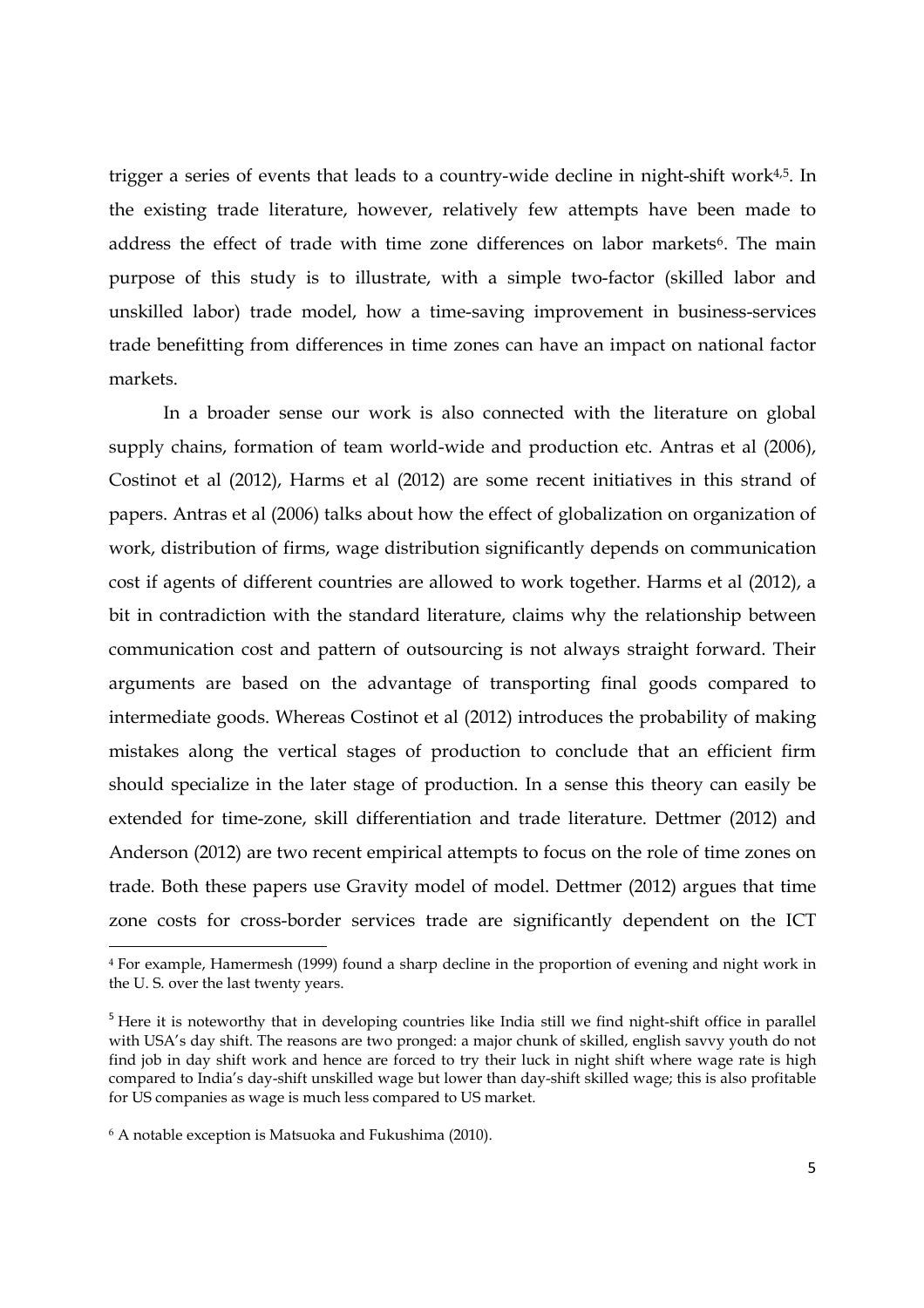trigger a series of events that leads to a country-wide decline in night-shift work[4,5]. In the existing trade literature, however, relatively few attempts have been made to address the effect of trade with time zone differences on labor markets[6]. The main purpose of this study is to illustrate, with a simple two-factor (skilled labor and unskilled labor) trade model, how a time-saving improvement in business-services trade benefitting from differences in time zones can have an impact on national factor markets.

In a broader sense our work is also connected with the literature on global supply chains, formation of team world-wide and production etc. Antras et al (2006), Costinot et al (2012), Harms et al (2012) are some recent initiatives in this strand of papers. Antras et al (2006) talks about how the effect of globalization on organization of work, distribution of firms, wage distribution significantly depends on communication cost if agents of different countries are allowed to work together. Harms et al (2012), a bit in contradiction with the standard literature, claims why the relationship between communication cost and pattern of outsourcing is not always straight forward. Their arguments are based on the advantage of transporting final goods compared to intermediate goods. Whereas Costinot et al (2012) introduces the probability of making mistakes along the vertical stages of production to conclude that an efficient firm should specialize in the later stage of production. In a sense this theory can easily be extended for time-zone, skill differentiation and trade literature. Dettmer (2012) and Anderson (2012) are two recent empirical attempts to focus on the role of time zones on trade. Both these papers use Gravity model of model. Dettmer (2012) argues that time zone costs for cross-border services trade are significantly dependent on the ICT

---

[4] For example, Hamermesh (1999) found a sharp decline in the proportion of evening and night work in the U. S. over the last twenty years.

[5] Here it is noteworthy that in developing countries like India still we find night-shift office in parallel with USA's day shift. The reasons are two pronged: a major chunk of skilled, english savvy youth do not find job in day shift work and hence are forced to try their luck in night shift where wage rate is high compared to India's day-shift unskilled wage but lower than day-shift skilled wage; this is also profitable for US companies as wage is much less compared to US market.

[6] A notable exception is Matsuoka and Fukushima (2010).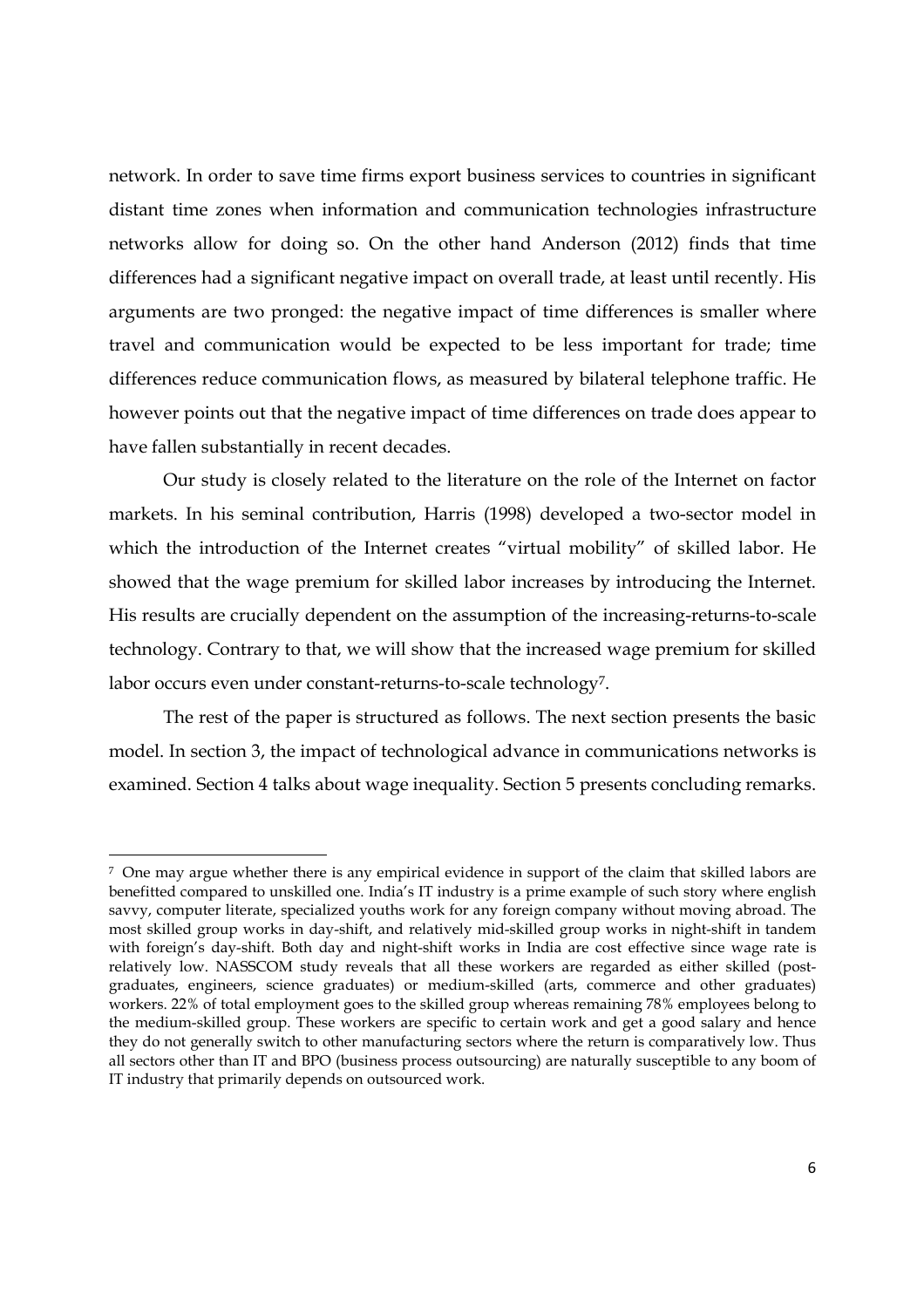network. In order to save time firms export business services to countries in significant distant time zones when information and communication technologies infrastructure networks allow for doing so. On the other hand Anderson (2012) finds that time differences had a significant negative impact on overall trade, at least until recently. His arguments are two pronged: the negative impact of time differences is smaller where travel and communication would be expected to be less important for trade; time differences reduce communication flows, as measured by bilateral telephone traffic. He however points out that the negative impact of time differences on trade does appear to have fallen substantially in recent decades.

Our study is closely related to the literature on the role of the Internet on factor markets. In his seminal contribution, Harris (1998) developed a two-sector model in which the introduction of the Internet creates "virtual mobility" of skilled labor. He showed that the wage premium for skilled labor increases by introducing the Internet. His results are crucially dependent on the assumption of the increasing-returns-to-scale technology. Contrary to that, we will show that the increased wage premium for skilled labor occurs even under constant-returns-to-scale technology[7].

The rest of the paper is structured as follows. The next section presents the basic model. In section 3, the impact of technological advance in communications networks is examined. Section 4 talks about wage inequality. Section 5 presents concluding remarks.

---

[7] One may argue whether there is any empirical evidence in support of the claim that skilled labors are benefitted compared to unskilled one. India's IT industry is a prime example of such story where english savvy, computer literate, specialized youths work for any foreign company without moving abroad. The most skilled group works in day-shift, and relatively mid-skilled group works in night-shift in tandem with foreign's day-shift. Both day and night-shift works in India are cost effective since wage rate is relatively low. NASSCOM study reveals that all these workers are regarded as either skilled (post-graduates, engineers, science graduates) or medium-skilled (arts, commerce and other graduates) workers. 22% of total employment goes to the skilled group whereas remaining 78% employees belong to the medium-skilled group. These workers are specific to certain work and get a good salary and hence they do not generally switch to other manufacturing sectors where the return is comparatively low. Thus all sectors other than IT and BPO (business process outsourcing) are naturally susceptible to any boom of IT industry that primarily depends on outsourced work.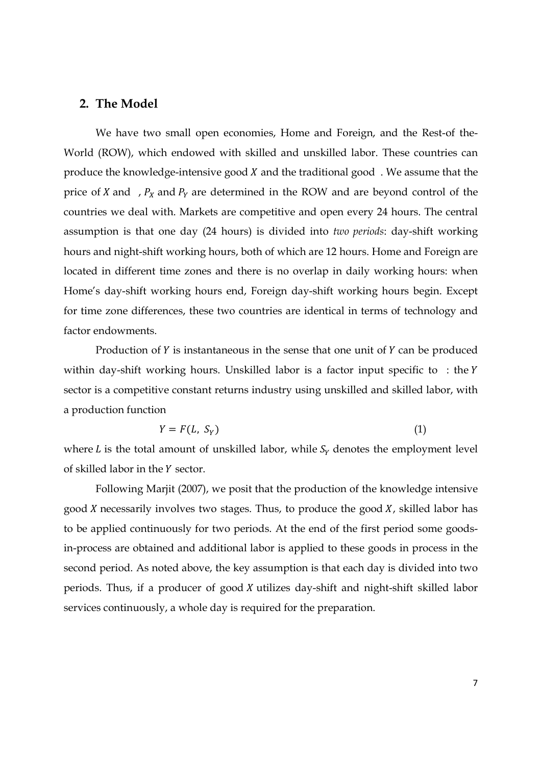## 2. The Model

We have two small open economies, Home and Foreign, and the Rest-of the-World (ROW), which endowed with skilled and unskilled labor. These countries can produce the knowledge-intensive good $X$ and the traditional good . We assume that the price of $X$ and , $P_X$ and $P_Y$ are determined in the ROW and are beyond control of the countries we deal with. Markets are competitive and open every 24 hours. The central assumption is that one day (24 hours) is divided into *two periods*: day-shift working hours and night-shift working hours, both of which are 12 hours. Home and Foreign are located in different time zones and there is no overlap in daily working hours: when Home's day-shift working hours end, Foreign day-shift working hours begin. Except for time zone differences, these two countries are identical in terms of technology and factor endowments.

Production of $Y$ is instantaneous in the sense that one unit of $Y$ can be produced within day-shift working hours. Unskilled labor is a factor input specific to : the $Y$ sector is a competitive constant returns industry using unskilled and skilled labor, with a production function

$$Y = F(L,\ S_Y) \tag{1}$$

where $L$ is the total amount of unskilled labor, while $S_Y$ denotes the employment level of skilled labor in the $Y$ sector.

Following Marjit (2007), we posit that the production of the knowledge intensive good $X$ necessarily involves two stages. Thus, to produce the good $X$, skilled labor has to be applied continuously for two periods. At the end of the first period some goods-in-process are obtained and additional labor is applied to these goods in process in the second period. As noted above, the key assumption is that each day is divided into two periods. Thus, if a producer of good $X$ utilizes day-shift and night-shift skilled labor services continuously, a whole day is required for the preparation.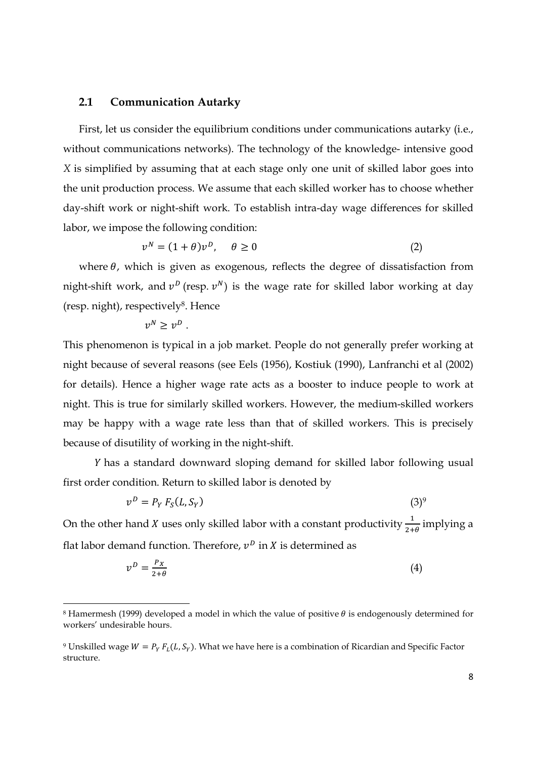## 2.1 Communication Autarky

First, let us consider the equilibrium conditions under communications autarky (i.e., without communications networks). The technology of the knowledge- intensive good $X$ is simplified by assuming that at each stage only one unit of skilled labor goes into the unit production process. We assume that each skilled worker has to choose whether day-shift work or night-shift work. To establish intra-day wage differences for skilled labor, we impose the following condition:

$$v^N = (1+\theta)v^D, \quad \theta \geq 0 \tag{2}$$

where $\theta$, which is given as exogenous, reflects the degree of dissatisfaction from night-shift work, and $v^D$ (resp. $v^N$) is the wage rate for skilled labor working at day (resp. night), respectively[8]. Hence

$$v^N \geq v^D .$$

This phenomenon is typical in a job market. People do not generally prefer working at night because of several reasons (see Eels (1956), Kostiuk (1990), Lanfranchi et al (2002) for details). Hence a higher wage rate acts as a booster to induce people to work at night. This is true for similarly skilled workers. However, the medium-skilled workers may be happy with a wage rate less than that of skilled workers. This is precisely because of disutility of working in the night-shift.

$Y$ has a standard downward sloping demand for skilled labor following usual first order condition. Return to skilled labor is denoted by

$$v^D = P_Y\, F_S(L, S_Y) \tag{3}$$[9]

On the other hand $X$ uses only skilled labor with a constant productivity $\frac{1}{2+\theta}$ implying a flat labor demand function. Therefore, $v^D$ in $X$ is determined as

$$v^D = \frac{P_X}{2+\theta} \tag{4}$$

---

[8] Hamermesh (1999) developed a model in which the value of positive $\theta$ is endogenously determined for workers' undesirable hours.

[9] Unskilled wage $W = P_Y\, F_L(L, S_Y)$. What we have here is a combination of Ricardian and Specific Factor structure.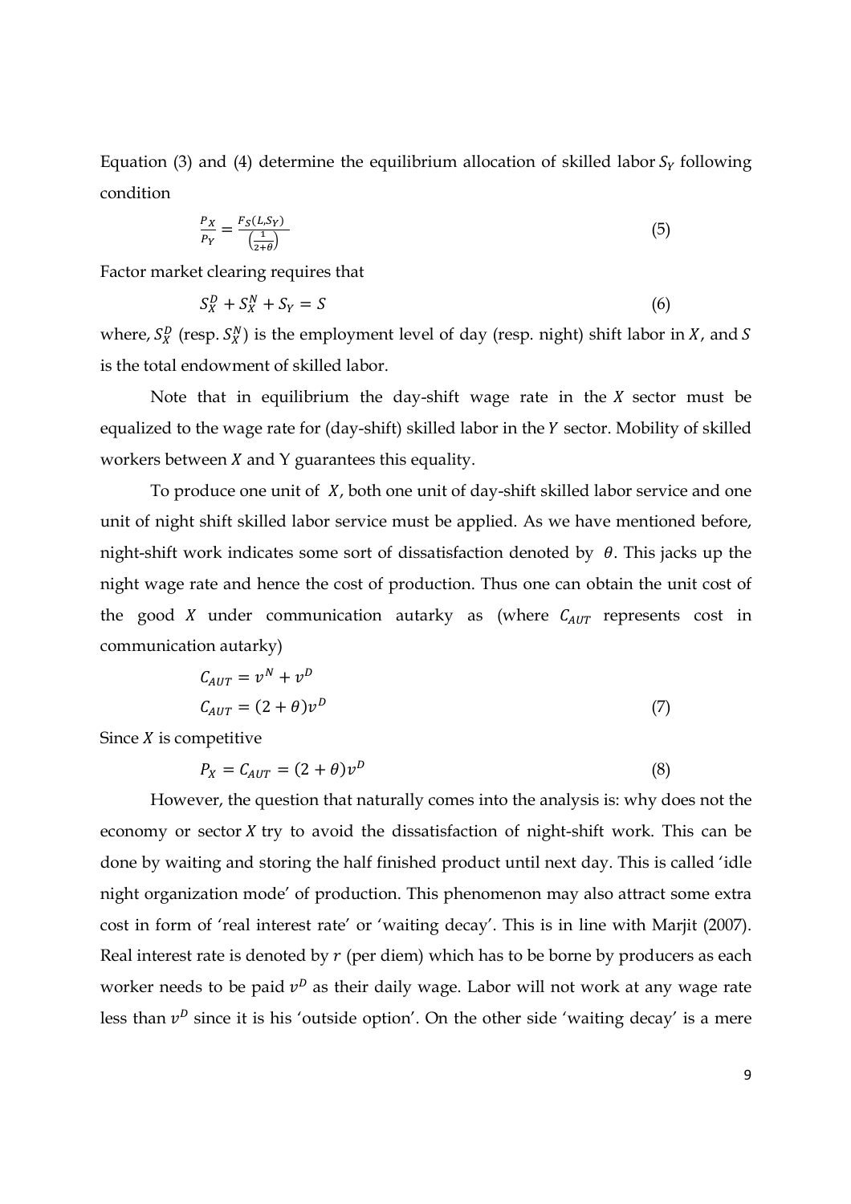Equation (3) and (4) determine the equilibrium allocation of skilled labor $S_Y$ following condition

$$\frac{P_X}{P_Y} = \frac{F_S(L, S_Y)}{\left(\frac{1}{2+\theta}\right)} \tag{5}$$

Factor market clearing requires that

$$S_X^D + S_X^N + S_Y = S \tag{6}$$

where, $S_X^D$ (resp. $S_X^N$) is the employment level of day (resp. night) shift labor in $X$, and $S$ is the total endowment of skilled labor.

Note that in equilibrium the day-shift wage rate in the $X$ sector must be equalized to the wage rate for (day-shift) skilled labor in the $Y$ sector. Mobility of skilled workers between $X$ and Y guarantees this equality.

To produce one unit of $X$, both one unit of day-shift skilled labor service and one unit of night shift skilled labor service must be applied. As we have mentioned before, night-shift work indicates some sort of dissatisfaction denoted by $\theta$. This jacks up the night wage rate and hence the cost of production. Thus one can obtain the unit cost of the good $X$ under communication autarky as (where $C_{AUT}$ represents cost in communication autarky)

$$C_{AUT} = v^N + v^D$$

$$C_{AUT} = (2+\theta)v^D \tag{7}$$

Since $X$ is competitive

$$P_X = C_{AUT} = (2+\theta)v^D \tag{8}$$

However, the question that naturally comes into the analysis is: why does not the economy or sector $X$ try to avoid the dissatisfaction of night-shift work. This can be done by waiting and storing the half finished product until next day. This is called 'idle night organization mode' of production. This phenomenon may also attract some extra cost in form of 'real interest rate' or 'waiting decay'. This is in line with Marjit (2007). Real interest rate is denoted by $r$ (per diem) which has to be borne by producers as each worker needs to be paid $v^D$ as their daily wage. Labor will not work at any wage rate less than $v^D$ since it is his 'outside option'. On the other side 'waiting decay' is a mere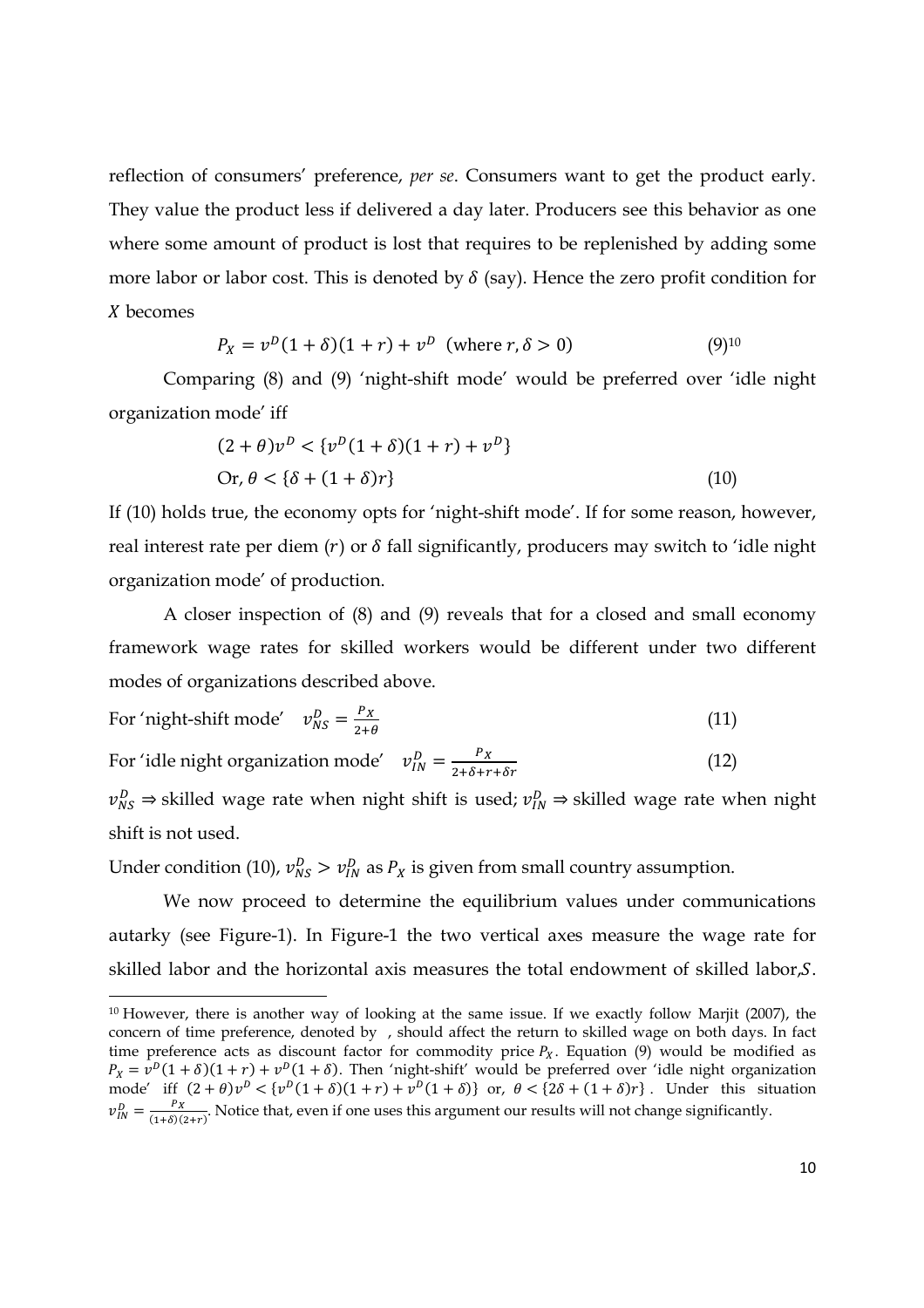reflection of consumers' preference, *per se*. Consumers want to get the product early. They value the product less if delivered a day later. Producers see this behavior as one where some amount of product is lost that requires to be replenished by adding some more labor or labor cost. This is denoted by $\delta$ (say). Hence the zero profit condition for $X$ becomes

$$P_X = v^D(1+\delta)(1+r) + v^D \quad (\text{where } r, \delta > 0) \tag{9}$$ [10]

Comparing (8) and (9) 'night-shift mode' would be preferred over 'idle night organization mode' iff

$$(2+\theta)v^D < \{v^D(1+\delta)(1+r) + v^D\}$$

$$\text{Or, } \theta < \{\delta + (1+\delta)r\} \tag{10}$$

If (10) holds true, the economy opts for 'night-shift mode'. If for some reason, however, real interest rate per diem ($r$) or $\delta$ fall significantly, producers may switch to 'idle night organization mode' of production.

A closer inspection of (8) and (9) reveals that for a closed and small economy framework wage rates for skilled workers would be different under two different modes of organizations described above.

For 'night-shift mode' $\quad v_{NS}^D = \frac{P_X}{2+\theta} \qquad (11)$

For 'idle night organization mode' $\quad v_{IN}^D = \frac{P_X}{2+\delta+r+\delta r} \qquad (12)$

$v_{NS}^D \Rightarrow$ skilled wage rate when night shift is used; $v_{IN}^D \Rightarrow$ skilled wage rate when night shift is not used.

Under condition (10), $v_{NS}^D > v_{IN}^D$ as $P_X$ is given from small country assumption.

We now proceed to determine the equilibrium values under communications autarky (see Figure-1). In Figure-1 the two vertical axes measure the wage rate for skilled labor and the horizontal axis measures the total endowment of skilled labor, $S$.

---

[10] However, there is another way of looking at the same issue. If we exactly follow Marjit (2007), the concern of time preference, denoted by , should affect the return to skilled wage on both days. In fact time preference acts as discount factor for commodity price $P_X$. Equation (9) would be modified as $P_X = v^D(1+\delta)(1+r) + v^D(1+\delta)$. Then 'night-shift' would be preferred over 'idle night organization mode' iff $(2+\theta)v^D < \{v^D(1+\delta)(1+r) + v^D(1+\delta)\}$ or, $\theta < \{2\delta + (1+\delta)r\}$. Under this situation $v_{IN}^D = \frac{P_X}{(1+\delta)(2+r)}$. Notice that, even if one uses this argument our results will not change significantly.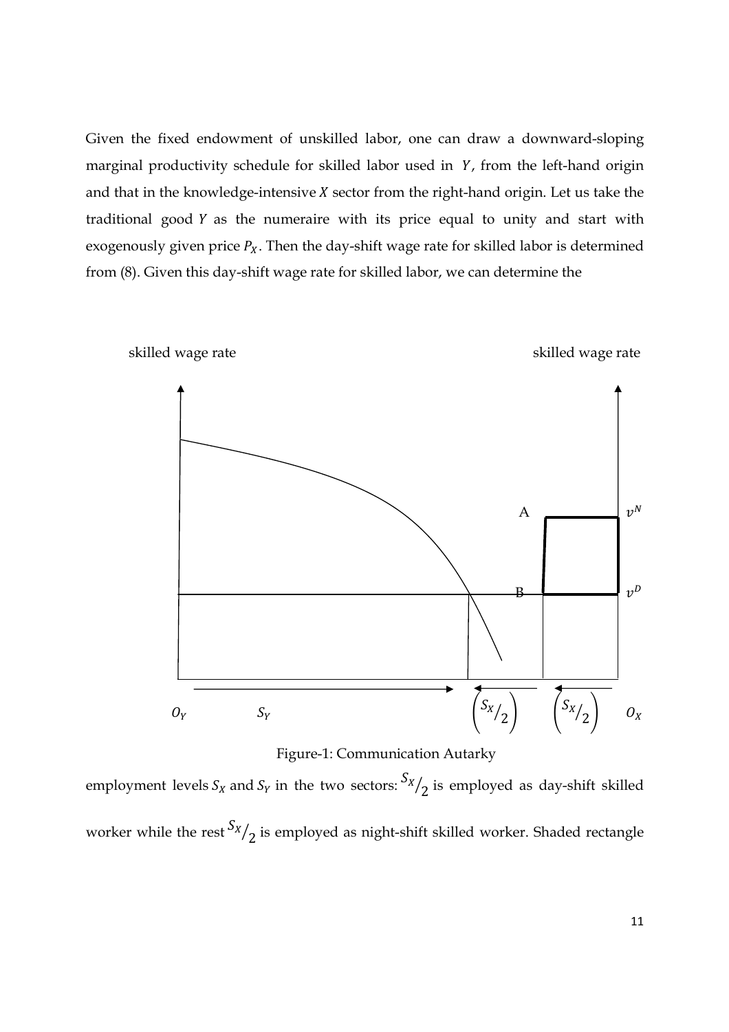Given the fixed endowment of unskilled labor, one can draw a downward-sloping marginal productivity schedule for skilled labor used in $Y$, from the left-hand origin and that in the knowledge-intensive $X$ sector from the right-hand origin. Let us take the traditional good $Y$ as the numeraire with its price equal to unity and start with exogenously given price $P_X$. Then the day-shift wage rate for skilled labor is determined from (8). Given this day-shift wage rate for skilled labor, we can determine the

Figure-1: Communication Autarky

employment levels $S_X$ and $S_Y$ in the two sectors: $S_X/_2$ is employed as day-shift skilled worker while the rest $S_X/_2$ is employed as night-shift skilled worker. Shaded rectangle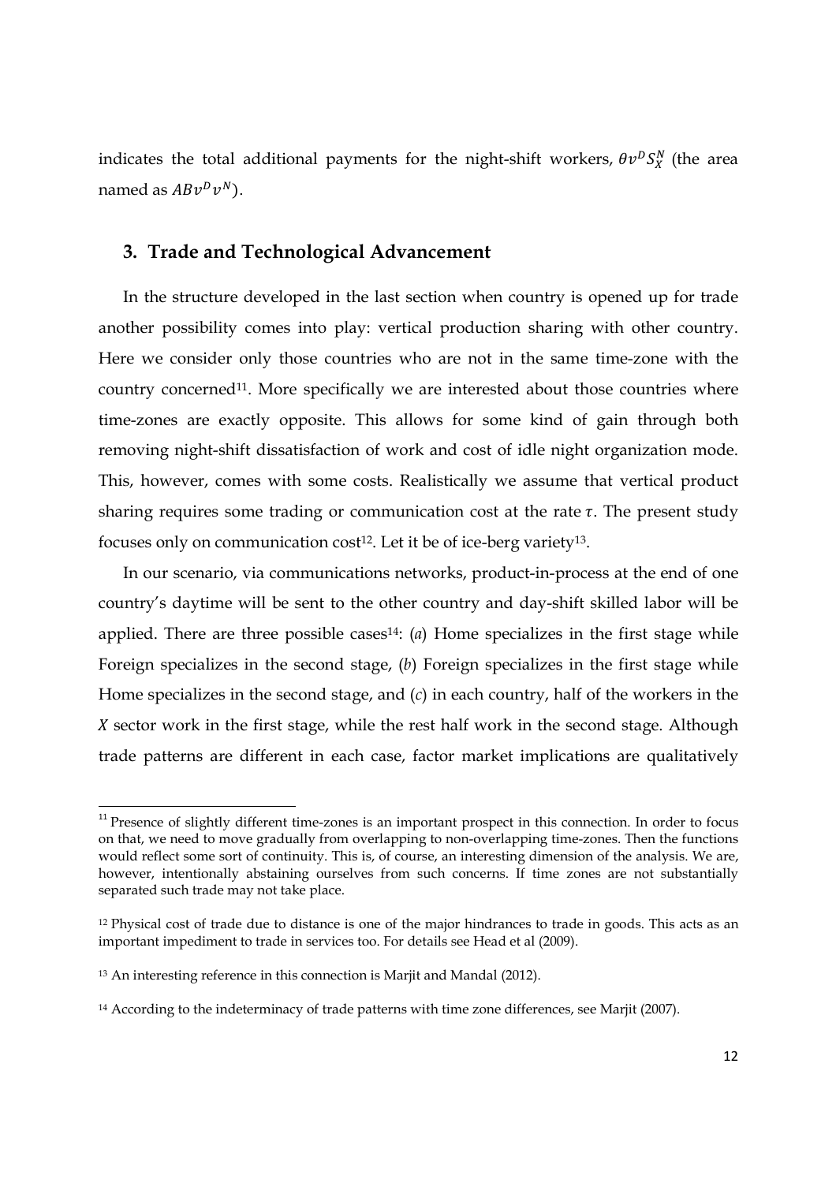indicates the total additional payments for the night-shift workers, $\theta v^D S_X^N$ (the area named as $ABv^D v^N$).

## 3. Trade and Technological Advancement

In the structure developed in the last section when country is opened up for trade another possibility comes into play: vertical production sharing with other country. Here we consider only those countries who are not in the same time-zone with the country concerned[11]. More specifically we are interested about those countries where time-zones are exactly opposite. This allows for some kind of gain through both removing night-shift dissatisfaction of work and cost of idle night organization mode. This, however, comes with some costs. Realistically we assume that vertical product sharing requires some trading or communication cost at the rate $\tau$. The present study focuses only on communication cost[12]. Let it be of ice-berg variety[13].

In our scenario, via communications networks, product-in-process at the end of one country's daytime will be sent to the other country and day-shift skilled labor will be applied. There are three possible cases[14]: (*a*) Home specializes in the first stage while Foreign specializes in the second stage, (*b*) Foreign specializes in the first stage while Home specializes in the second stage, and (*c*) in each country, half of the workers in the $X$ sector work in the first stage, while the rest half work in the second stage. Although trade patterns are different in each case, factor market implications are qualitatively

[11] Presence of slightly different time-zones is an important prospect in this connection. In order to focus on that, we need to move gradually from overlapping to non-overlapping time-zones. Then the functions would reflect some sort of continuity. This is, of course, an interesting dimension of the analysis. We are, however, intentionally abstaining ourselves from such concerns. If time zones are not substantially separated such trade may not take place.

[12] Physical cost of trade due to distance is one of the major hindrances to trade in goods. This acts as an important impediment to trade in services too. For details see Head et al (2009).

[13] An interesting reference in this connection is Marjit and Mandal (2012).

[14] According to the indeterminacy of trade patterns with time zone differences, see Marjit (2007).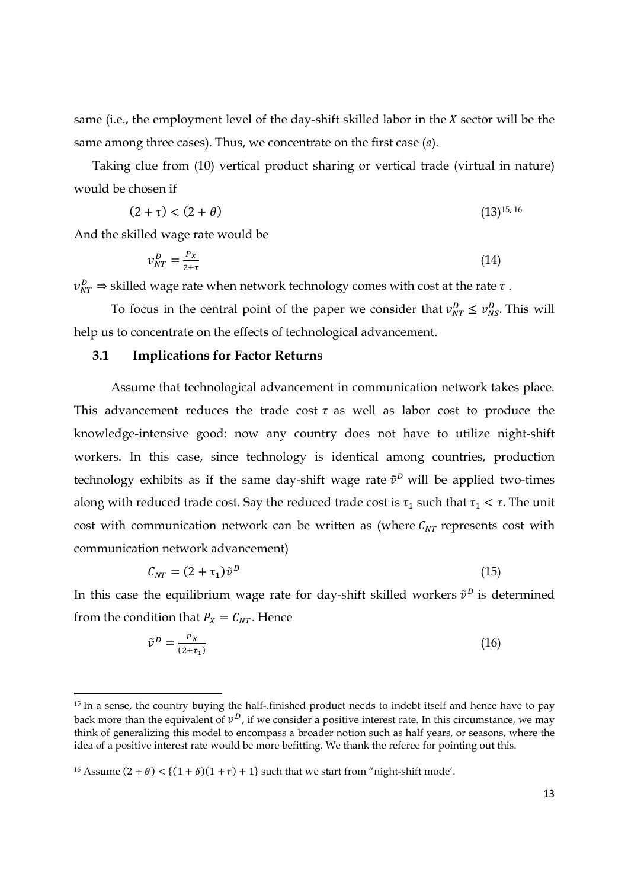same (i.e., the employment level of the day-shift skilled labor in the $X$ sector will be the same among three cases). Thus, we concentrate on the first case (*a*).

Taking clue from (10) vertical product sharing or vertical trade (virtual in nature) would be chosen if

$$(2+\tau) < (2+\theta) \tag{13}$$[15, 16]

And the skilled wage rate would be

$$v_{NT}^{D} = \frac{P_X}{2+\tau} \tag{14}$$

$v_{NT}^{D} \Rightarrow$ skilled wage rate when network technology comes with cost at the rate $\tau$ .

To focus in the central point of the paper we consider that $v_{NT}^{D} \leq v_{NS}^{D}$. This will help us to concentrate on the effects of technological advancement.

### 3.1 Implications for Factor Returns

Assume that technological advancement in communication network takes place. This advancement reduces the trade cost $\tau$ as well as labor cost to produce the knowledge-intensive good: now any country does not have to utilize night-shift workers. In this case, since technology is identical among countries, production technology exhibits as if the same day-shift wage rate $\tilde{v}^{D}$ will be applied two-times along with reduced trade cost. Say the reduced trade cost is $\tau_1$ such that $\tau_1 < \tau$. The unit cost with communication network can be written as (where $C_{NT}$ represents cost with communication network advancement)

$$C_{NT} = (2+\tau_1)\tilde{v}^{D} \tag{15}$$

In this case the equilibrium wage rate for day-shift skilled workers $\tilde{v}^{D}$ is determined from the condition that $P_X = C_{NT}$. Hence

$$\tilde{v}^{D} = \frac{P_X}{(2+\tau_1)} \tag{16}$$

---

[15] In a sense, the country buying the half-.finished product needs to indebt itself and hence have to pay back more than the equivalent of $v^{D}$, if we consider a positive interest rate. In this circumstance, we may think of generalizing this model to encompass a broader notion such as half years, or seasons, where the idea of a positive interest rate would be more befitting. We thank the referee for pointing out this.

[16] Assume $(2+\theta) < \{(1+\delta)(1+r)+1\}$ such that we start from "night-shift mode'.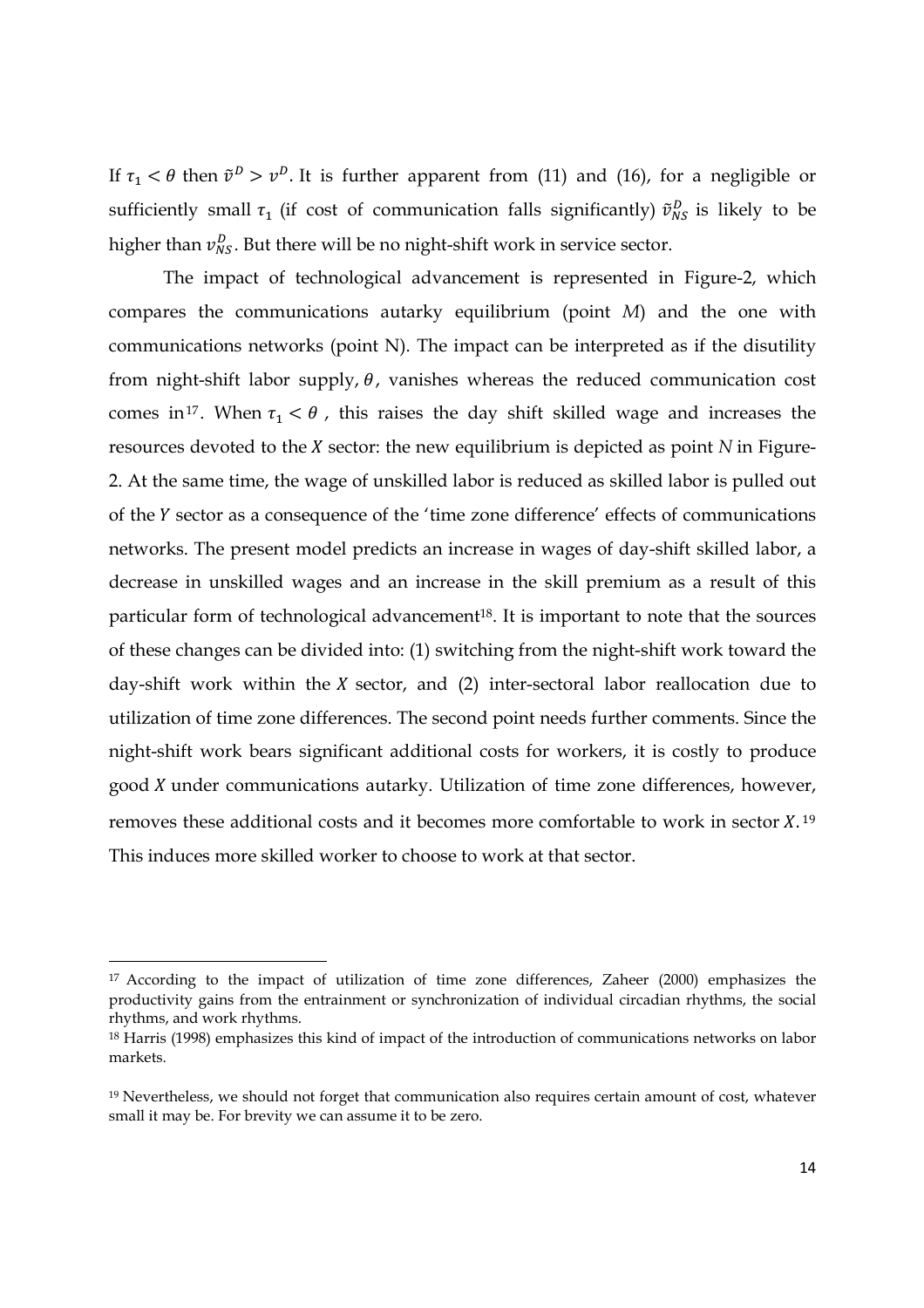If $\tau_1 < \theta$ then $\tilde{v}^D > v^D$. It is further apparent from (11) and (16), for a negligible or sufficiently small $\tau_1$ (if cost of communication falls significantly) $\tilde{v}^D_{NS}$ is likely to be higher than $v^D_{NS}$. But there will be no night-shift work in service sector.

The impact of technological advancement is represented in Figure-2, which compares the communications autarky equilibrium (point *M*) and the one with communications networks (point N). The impact can be interpreted as if the disutility from night-shift labor supply, $\theta$, vanishes whereas the reduced communication cost comes in[17]. When $\tau_1 < \theta$ , this raises the day shift skilled wage and increases the resources devoted to the $X$ sector: the new equilibrium is depicted as point *N* in Figure-2. At the same time, the wage of unskilled labor is reduced as skilled labor is pulled out of the $Y$ sector as a consequence of the 'time zone difference' effects of communications networks. The present model predicts an increase in wages of day-shift skilled labor, a decrease in unskilled wages and an increase in the skill premium as a result of this particular form of technological advancement[18]. It is important to note that the sources of these changes can be divided into: (1) switching from the night-shift work toward the day-shift work within the $X$ sector, and (2) inter-sectoral labor reallocation due to utilization of time zone differences. The second point needs further comments. Since the night-shift work bears significant additional costs for workers, it is costly to produce good $X$ under communications autarky. Utilization of time zone differences, however, removes these additional costs and it becomes more comfortable to work in sector $X$.[19] This induces more skilled worker to choose to work at that sector.

---

[17] According to the impact of utilization of time zone differences, Zaheer (2000) emphasizes the productivity gains from the entrainment or synchronization of individual circadian rhythms, the social rhythms, and work rhythms.

[18] Harris (1998) emphasizes this kind of impact of the introduction of communications networks on labor markets.

[19] Nevertheless, we should not forget that communication also requires certain amount of cost, whatever small it may be. For brevity we can assume it to be zero.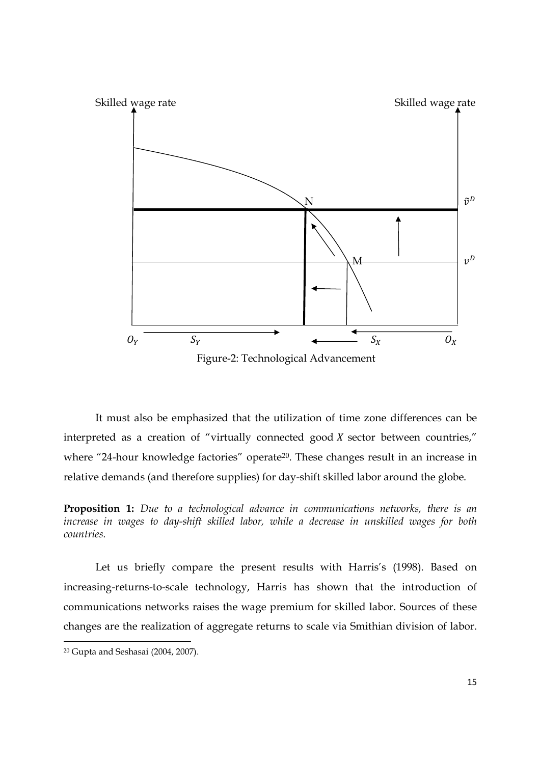Figure-2: Technological Advancement

It must also be emphasized that the utilization of time zone differences can be interpreted as a creation of "virtually connected good $X$ sector between countries," where "24-hour knowledge factories" operate[20]. These changes result in an increase in relative demands (and therefore supplies) for day-shift skilled labor around the globe.

**Proposition 1:** *Due to a technological advance in communications networks, there is an increase in wages to day-shift skilled labor, while a decrease in unskilled wages for both countries.*

Let us briefly compare the present results with Harris's (1998). Based on increasing-returns-to-scale technology, Harris has shown that the introduction of communications networks raises the wage premium for skilled labor. Sources of these changes are the realization of aggregate returns to scale via Smithian division of labor.

[20] Gupta and Seshasai (2004, 2007).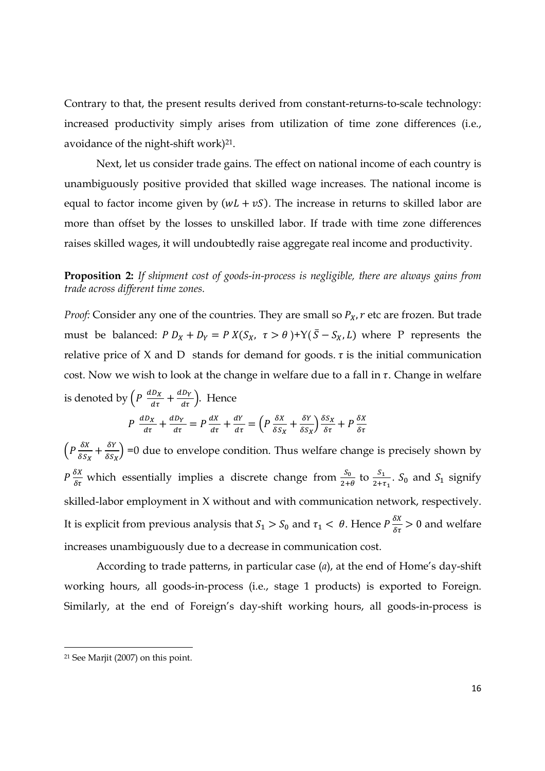Contrary to that, the present results derived from constant-returns-to-scale technology: increased productivity simply arises from utilization of time zone differences (i.e., avoidance of the night-shift work)[21].

Next, let us consider trade gains. The effect on national income of each country is unambiguously positive provided that skilled wage increases. The national income is equal to factor income given by $(wL + vS)$. The increase in returns to skilled labor are more than offset by the losses to unskilled labor. If trade with time zone differences raises skilled wages, it will undoubtedly raise aggregate real income and productivity.

**Proposition 2:** *If shipment cost of goods-in-process is negligible, there are always gains from trade across different time zones.*

*Proof:* Consider any one of the countries. They are small so $P_X, r$ etc are frozen. But trade must be balanced: $P\, D_X + D_Y = P\, X(S_X,\ \tau > \theta) + Y(\bar{S} - S_X, L)$ where P represents the relative price of X and D stands for demand for goods. $\tau$ is the initial communication cost. Now we wish to look at the change in welfare due to a fall in $\tau$. Change in welfare is denoted by $\left(P\ \frac{dD_X}{d\tau} + \frac{dD_Y}{d\tau}\right)$. Hence

$$P\ \frac{dD_X}{d\tau} + \frac{dD_Y}{d\tau} = P\,\frac{dX}{d\tau} + \frac{dY}{d\tau} = \left(P\,\frac{\delta X}{\delta S_X} + \frac{\delta Y}{\delta S_X}\right)\frac{\delta S_X}{\delta \tau} + P\,\frac{\delta X}{\delta \tau}$$

$\left(P\,\frac{\delta X}{\delta S_X} + \frac{\delta Y}{\delta S_X}\right)$ =0 due to envelope condition. Thus welfare change is precisely shown by $P\,\frac{\delta X}{\delta \tau}$ which essentially implies a discrete change from $\frac{S_0}{2+\theta}$ to $\frac{S_1}{2+\tau_1}$. $S_0$ and $S_1$ signify skilled-labor employment in X without and with communication network, respectively. It is explicit from previous analysis that $S_1 > S_0$ and $\tau_1 < \theta$. Hence $P\,\frac{\delta X}{\delta \tau} > 0$ and welfare increases unambiguously due to a decrease in communication cost.

According to trade patterns, in particular case (*a*), at the end of Home's day-shift working hours, all goods-in-process (i.e., stage 1 products) is exported to Foreign. Similarly, at the end of Foreign's day-shift working hours, all goods-in-process is

[21] See Marjit (2007) on this point.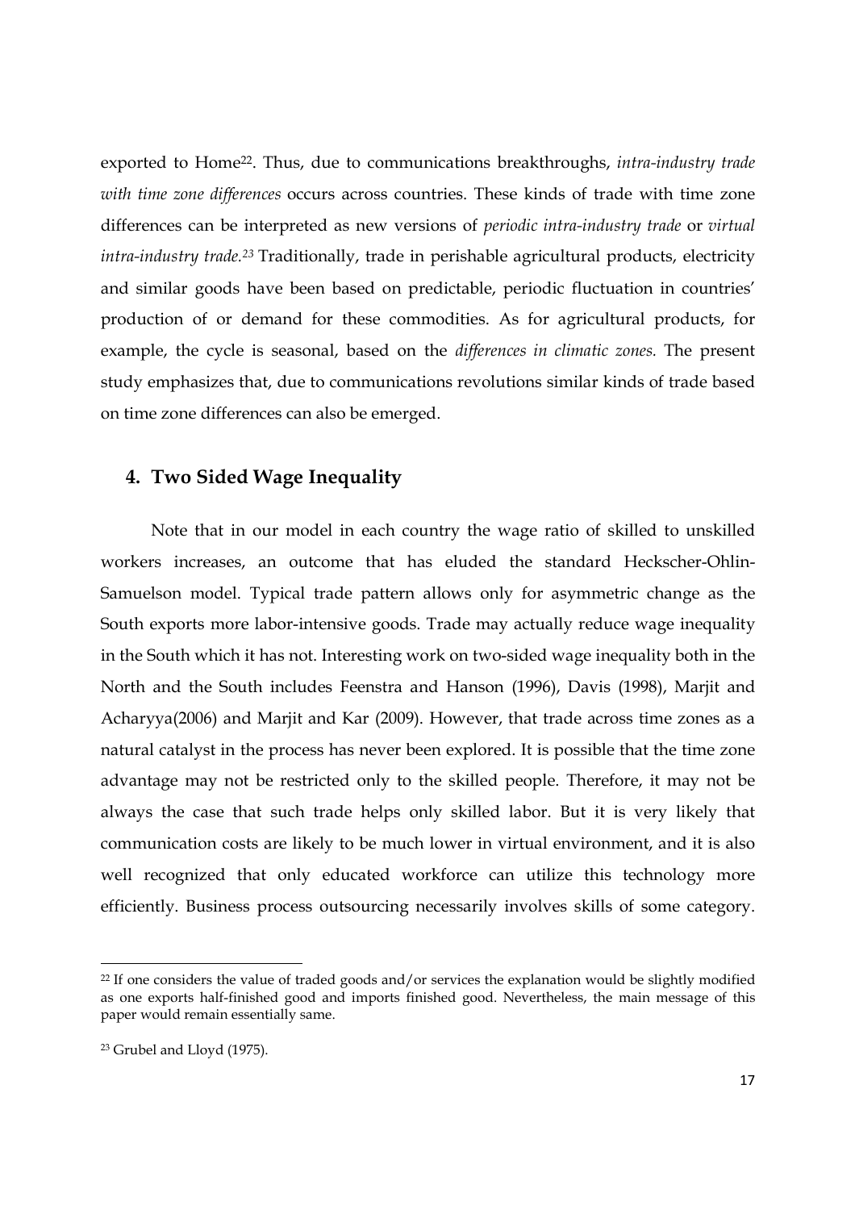exported to Home[22]. Thus, due to communications breakthroughs, *intra-industry trade with time zone differences* occurs across countries. These kinds of trade with time zone differences can be interpreted as new versions of *periodic intra-industry trade* or *virtual intra-industry trade.*[23] Traditionally, trade in perishable agricultural products, electricity and similar goods have been based on predictable, periodic fluctuation in countries' production of or demand for these commodities. As for agricultural products, for example, the cycle is seasonal, based on the *differences in climatic zones.* The present study emphasizes that, due to communications revolutions similar kinds of trade based on time zone differences can also be emerged.

## 4. Two Sided Wage Inequality

Note that in our model in each country the wage ratio of skilled to unskilled workers increases, an outcome that has eluded the standard Heckscher-Ohlin-Samuelson model. Typical trade pattern allows only for asymmetric change as the South exports more labor-intensive goods. Trade may actually reduce wage inequality in the South which it has not. Interesting work on two-sided wage inequality both in the North and the South includes Feenstra and Hanson (1996), Davis (1998), Marjit and Acharyya(2006) and Marjit and Kar (2009). However, that trade across time zones as a natural catalyst in the process has never been explored. It is possible that the time zone advantage may not be restricted only to the skilled people. Therefore, it may not be always the case that such trade helps only skilled labor. But it is very likely that communication costs are likely to be much lower in virtual environment, and it is also well recognized that only educated workforce can utilize this technology more efficiently. Business process outsourcing necessarily involves skills of some category.

---

[22] If one considers the value of traded goods and/or services the explanation would be slightly modified as one exports half-finished good and imports finished good. Nevertheless, the main message of this paper would remain essentially same.

[23] Grubel and Lloyd (1975).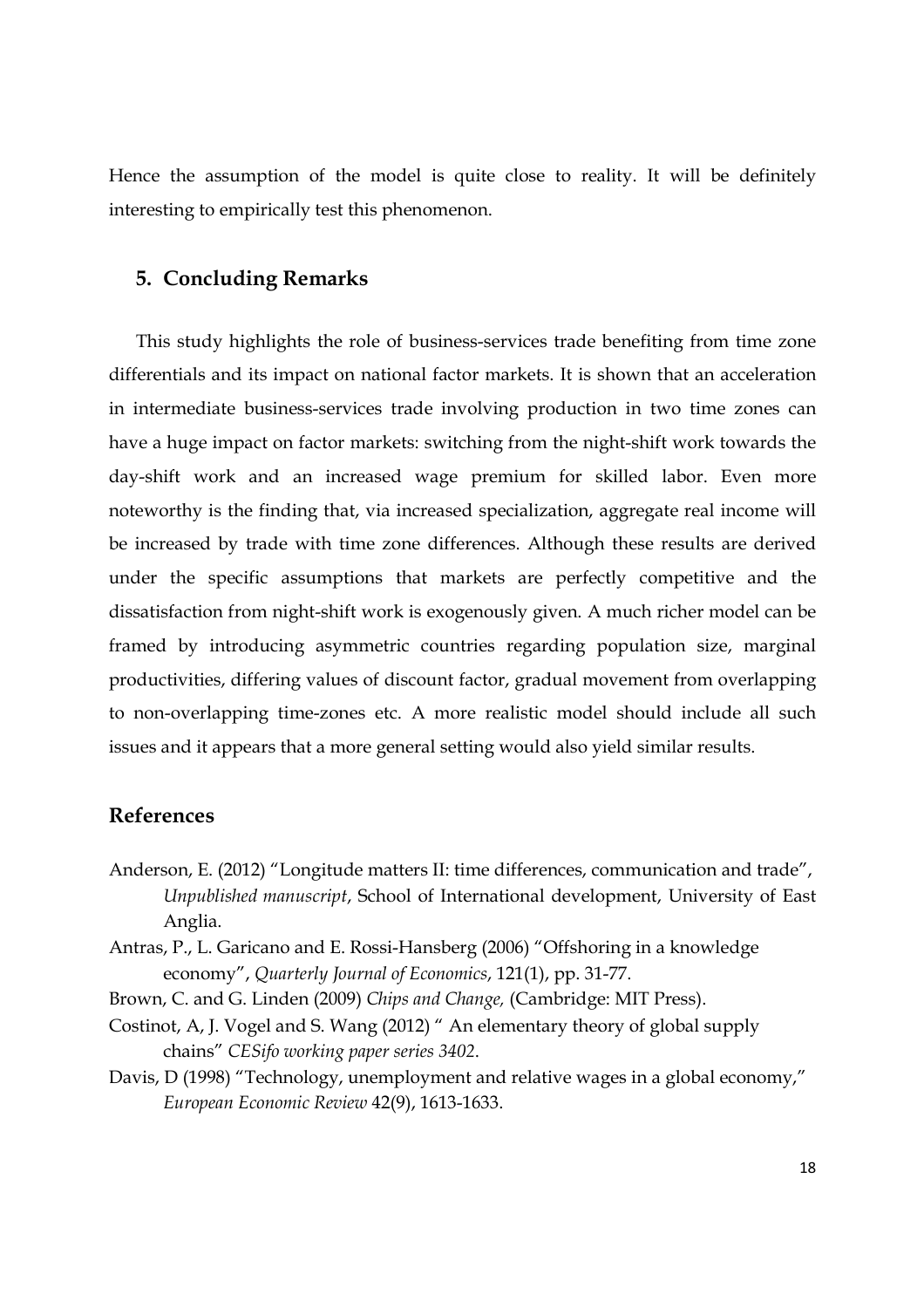Hence the assumption of the model is quite close to reality. It will be definitely interesting to empirically test this phenomenon.

## 5. Concluding Remarks

This study highlights the role of business-services trade benefiting from time zone differentials and its impact on national factor markets. It is shown that an acceleration in intermediate business-services trade involving production in two time zones can have a huge impact on factor markets: switching from the night-shift work towards the day-shift work and an increased wage premium for skilled labor. Even more noteworthy is the finding that, via increased specialization, aggregate real income will be increased by trade with time zone differences. Although these results are derived under the specific assumptions that markets are perfectly competitive and the dissatisfaction from night-shift work is exogenously given. A much richer model can be framed by introducing asymmetric countries regarding population size, marginal productivities, differing values of discount factor, gradual movement from overlapping to non-overlapping time-zones etc. A more realistic model should include all such issues and it appears that a more general setting would also yield similar results.

## References

Anderson, E. (2012) "Longitude matters II: time differences, communication and trade", *Unpublished manuscript*, School of International development, University of East Anglia.

Antras, P., L. Garicano and E. Rossi-Hansberg (2006) "Offshoring in a knowledge economy", *Quarterly Journal of Economics*, 121(1), pp. 31-77.

Brown, C. and G. Linden (2009) *Chips and Change,* (Cambridge: MIT Press).

Costinot, A, J. Vogel and S. Wang (2012) " An elementary theory of global supply chains" *CESifo working paper series 3402*.

Davis, D (1998) "Technology, unemployment and relative wages in a global economy," *European Economic Review* 42(9), 1613-1633.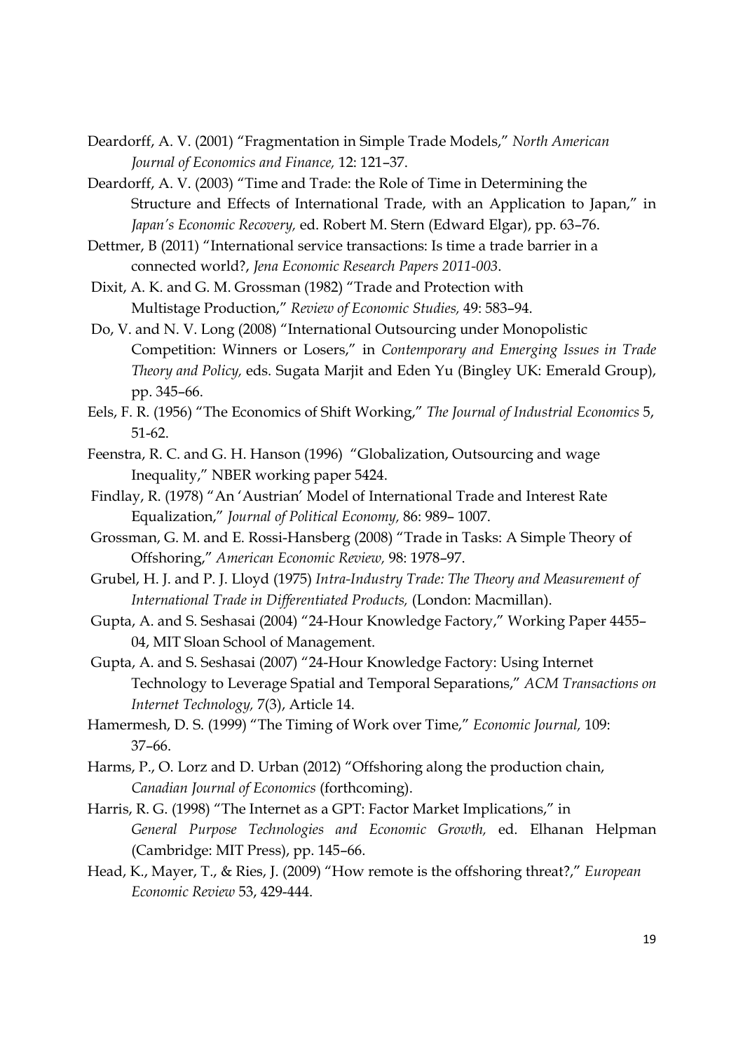Deardorff, A. V. (2001) "Fragmentation in Simple Trade Models," *North American Journal of Economics and Finance,* 12: 121–37.

Deardorff, A. V. (2003) "Time and Trade: the Role of Time in Determining the Structure and Effects of International Trade, with an Application to Japan," in *Japan's Economic Recovery,* ed. Robert M. Stern (Edward Elgar), pp. 63–76.

Dettmer, B (2011) "International service transactions: Is time a trade barrier in a connected world?, *Jena Economic Research Papers 2011-003*.

Dixit, A. K. and G. M. Grossman (1982) "Trade and Protection with Multistage Production," *Review of Economic Studies,* 49: 583–94.

Do, V. and N. V. Long (2008) "International Outsourcing under Monopolistic Competition: Winners or Losers," in *Contemporary and Emerging Issues in Trade Theory and Policy,* eds. Sugata Marjit and Eden Yu (Bingley UK: Emerald Group), pp. 345–66.

Eels, F. R. (1956) "The Economics of Shift Working," *The Journal of Industrial Economics* 5, 51-62.

Feenstra, R. C. and G. H. Hanson (1996) "Globalization, Outsourcing and wage Inequality," NBER working paper 5424.

Findlay, R. (1978) "An 'Austrian' Model of International Trade and Interest Rate Equalization," *Journal of Political Economy,* 86: 989– 1007.

Grossman, G. M. and E. Rossi-Hansberg (2008) "Trade in Tasks: A Simple Theory of Offshoring," *American Economic Review,* 98: 1978–97.

Grubel, H. J. and P. J. Lloyd (1975) *Intra-Industry Trade: The Theory and Measurement of International Trade in Differentiated Products,* (London: Macmillan).

Gupta, A. and S. Seshasai (2004) "24-Hour Knowledge Factory," Working Paper 4455–04, MIT Sloan School of Management.

Gupta, A. and S. Seshasai (2007) "24-Hour Knowledge Factory: Using Internet Technology to Leverage Spatial and Temporal Separations," *ACM Transactions on Internet Technology,* 7(3), Article 14.

Hamermesh, D. S. (1999) "The Timing of Work over Time," *Economic Journal,* 109: 37–66.

Harms, P., O. Lorz and D. Urban (2012) "Offshoring along the production chain, *Canadian Journal of Economics* (forthcoming).

Harris, R. G. (1998) "The Internet as a GPT: Factor Market Implications," in *General Purpose Technologies and Economic Growth,* ed. Elhanan Helpman (Cambridge: MIT Press), pp. 145–66.

Head, K., Mayer, T., & Ries, J. (2009) "How remote is the offshoring threat?," *European Economic Review* 53, 429-444.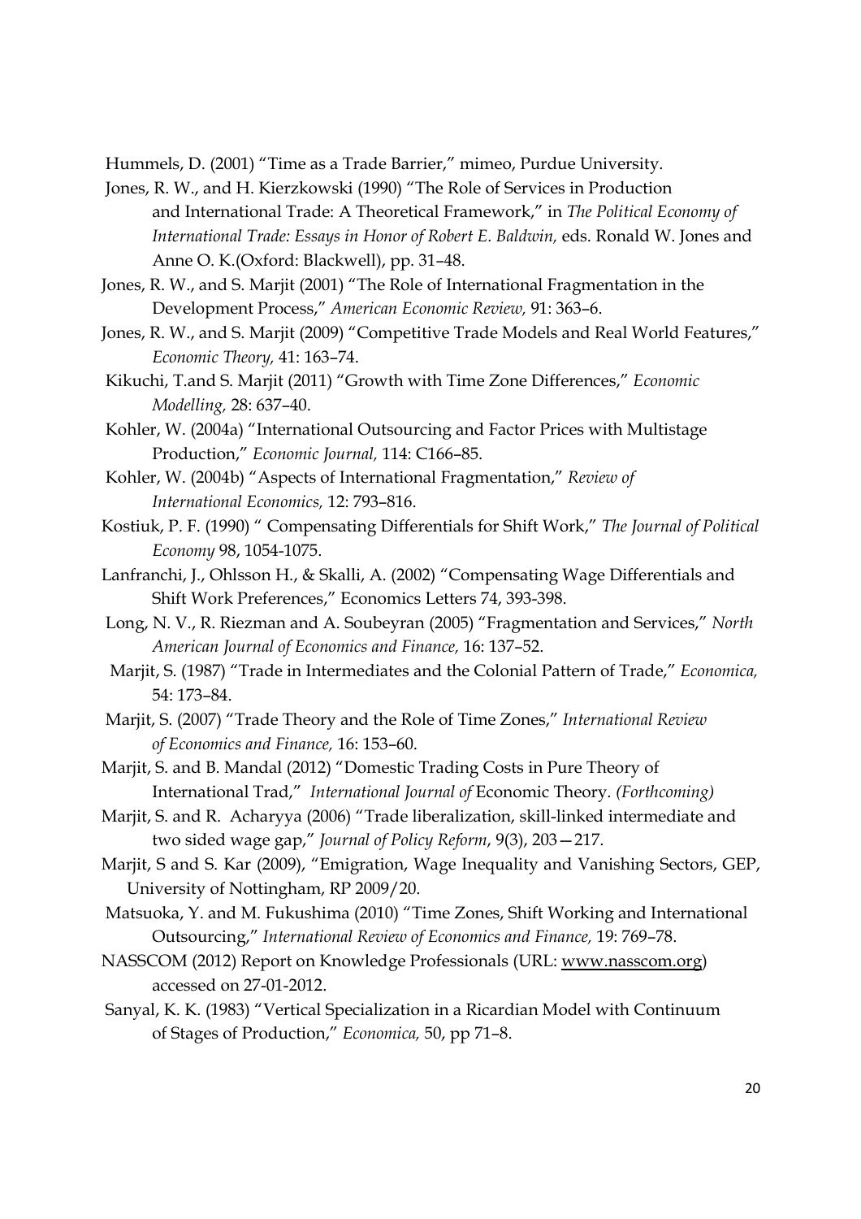Hummels, D. (2001) "Time as a Trade Barrier," mimeo, Purdue University.

Jones, R. W., and H. Kierzkowski (1990) "The Role of Services in Production and International Trade: A Theoretical Framework," in *The Political Economy of International Trade: Essays in Honor of Robert E. Baldwin,* eds. Ronald W. Jones and Anne O. K.(Oxford: Blackwell), pp. 31–48.

Jones, R. W., and S. Marjit (2001) "The Role of International Fragmentation in the Development Process," *American Economic Review,* 91: 363–6.

Jones, R. W., and S. Marjit (2009) "Competitive Trade Models and Real World Features," *Economic Theory,* 41: 163–74.

Kikuchi, T.and S. Marjit (2011) "Growth with Time Zone Differences," *Economic Modelling,* 28: 637–40.

Kohler, W. (2004a) "International Outsourcing and Factor Prices with Multistage Production," *Economic Journal,* 114: C166–85.

Kohler, W. (2004b) "Aspects of International Fragmentation," *Review of International Economics,* 12: 793–816.

Kostiuk, P. F. (1990) " Compensating Differentials for Shift Work," *The Journal of Political Economy* 98, 1054-1075.

Lanfranchi, J., Ohlsson H., & Skalli, A. (2002) "Compensating Wage Differentials and Shift Work Preferences," Economics Letters 74, 393-398.

Long, N. V., R. Riezman and A. Soubeyran (2005) "Fragmentation and Services," *North American Journal of Economics and Finance,* 16: 137–52.

Marjit, S. (1987) "Trade in Intermediates and the Colonial Pattern of Trade," *Economica,* 54: 173–84.

Marjit, S. (2007) "Trade Theory and the Role of Time Zones," *International Review of Economics and Finance,* 16: 153–60.

Marjit, S. and B. Mandal (2012) "Domestic Trading Costs in Pure Theory of International Trad," *International Journal of* Economic Theory. *(Forthcoming)*

Marjit, S. and R. Acharyya (2006) "Trade liberalization, skill-linked intermediate and two sided wage gap," *Journal of Policy Reform*, 9(3), 203—217.

Marjit, S and S. Kar (2009), "Emigration, Wage Inequality and Vanishing Sectors, GEP, University of Nottingham, RP 2009/20.

Matsuoka, Y. and M. Fukushima (2010) "Time Zones, Shift Working and International Outsourcing," *International Review of Economics and Finance,* 19: 769–78.

NASSCOM (2012) Report on Knowledge Professionals (URL: www.nasscom.org) accessed on 27-01-2012.

Sanyal, K. K. (1983) "Vertical Specialization in a Ricardian Model with Continuum of Stages of Production," *Economica,* 50, pp 71–8.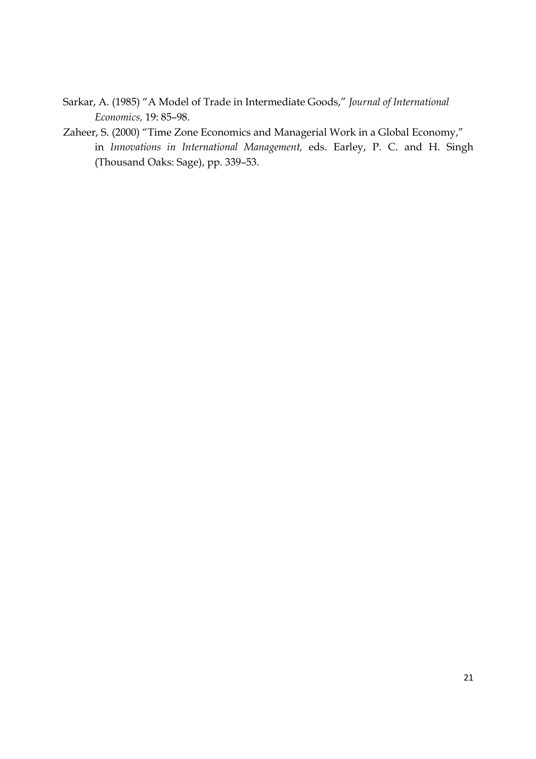Sarkar, A. (1985) "A Model of Trade in Intermediate Goods," *Journal of International Economics,* 19: 85–98.

Zaheer, S. (2000) "Time Zone Economics and Managerial Work in a Global Economy," in *Innovations in International Management,* eds. Earley, P. C. and H. Singh (Thousand Oaks: Sage), pp. 339–53.